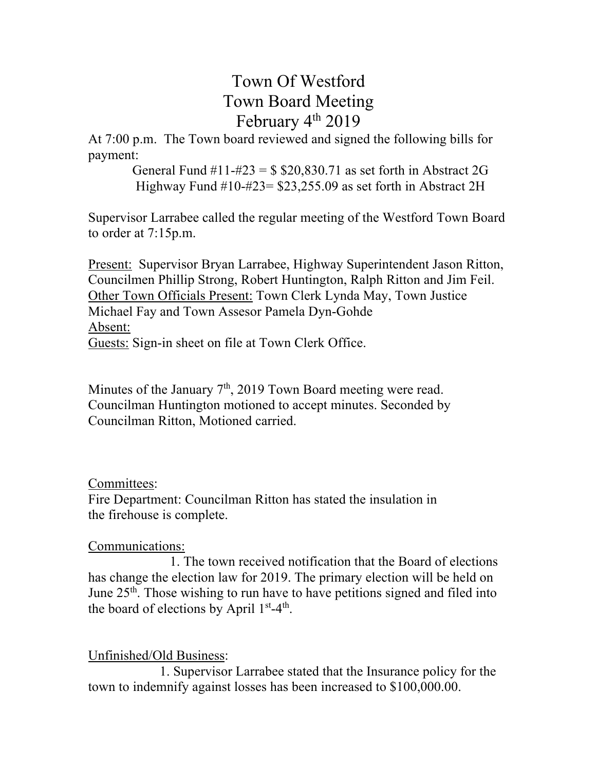# Town Of Westford
# Town Board Meeting
# February 4th 2019

At 7:00 p.m. The Town board reviewed and signed the following bills for payment:

General Fund #11-#23 = $ $20,830.71 as set forth in Abstract 2G
Highway Fund #10-#23= $23,255.09 as set forth in Abstract 2H

Supervisor Larrabee called the regular meeting of the Westford Town Board to order at 7:15p.m.

<u>Present:</u> Supervisor Bryan Larrabee, Highway Superintendent Jason Ritton, Councilmen Phillip Strong, Robert Huntington, Ralph Ritton and Jim Feil.
<u>Other Town Officials Present:</u> Town Clerk Lynda May, Town Justice Michael Fay and Town Assesor Pamela Dyn-Gohde
<u>Absent:</u>
<u>Guests:</u> Sign-in sheet on file at Town Clerk Office.

Minutes of the January 7th, 2019 Town Board meeting were read. Councilman Huntington motioned to accept minutes. Seconded by Councilman Ritton, Motioned carried.

<u>Committees</u>:
Fire Department: Councilman Ritton has stated the insulation in the firehouse is complete.

<u>Communications:</u>

1. The town received notification that the Board of elections has change the election law for 2019. The primary election will be held on June 25th. Those wishing to run have to have petitions signed and filed into the board of elections by April 1st-4th.

<u>Unfinished/Old Business</u>:

1. Supervisor Larrabee stated that the Insurance policy for the town to indemnify against losses has been increased to $100,000.00.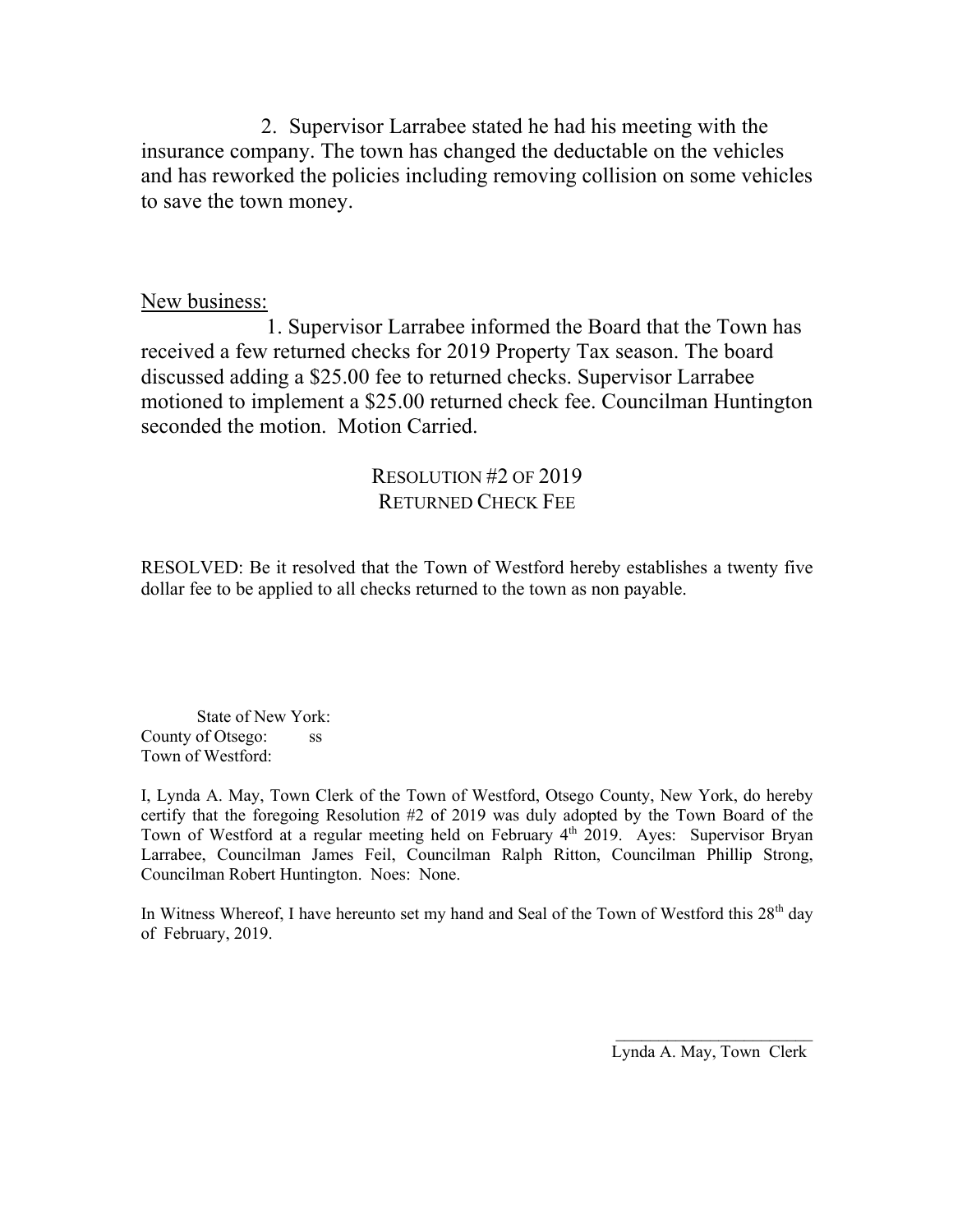2. Supervisor Larrabee stated he had his meeting with the insurance company. The town has changed the deductable on the vehicles and has reworked the policies including removing collision on some vehicles to save the town money.

<u>New business:</u>

1. Supervisor Larrabee informed the Board that the Town has received a few returned checks for 2019 Property Tax season. The board discussed adding a $25.00 fee to returned checks. Supervisor Larrabee motioned to implement a $25.00 returned check fee. Councilman Huntington seconded the motion. Motion Carried.

## RESOLUTION #2 OF 2019
## RETURNED CHECK FEE

RESOLVED: Be it resolved that the Town of Westford hereby establishes a twenty five dollar fee to be applied to all checks returned to the town as non payable.

State of New York:
County of Otsego: ss
Town of Westford:

I, Lynda A. May, Town Clerk of the Town of Westford, Otsego County, New York, do hereby certify that the foregoing Resolution #2 of 2019 was duly adopted by the Town Board of the Town of Westford at a regular meeting held on February 4th 2019. Ayes: Supervisor Bryan Larrabee, Councilman James Feil, Councilman Ralph Ritton, Councilman Phillip Strong, Councilman Robert Huntington. Noes: None.

In Witness Whereof, I have hereunto set my hand and Seal of the Town of Westford this 28th day of February, 2019.

\_\_\_\_\_\_\_\_\_\_\_\_\_\_\_\_\_\_\_\_\_\_\_\_
Lynda A. May, Town Clerk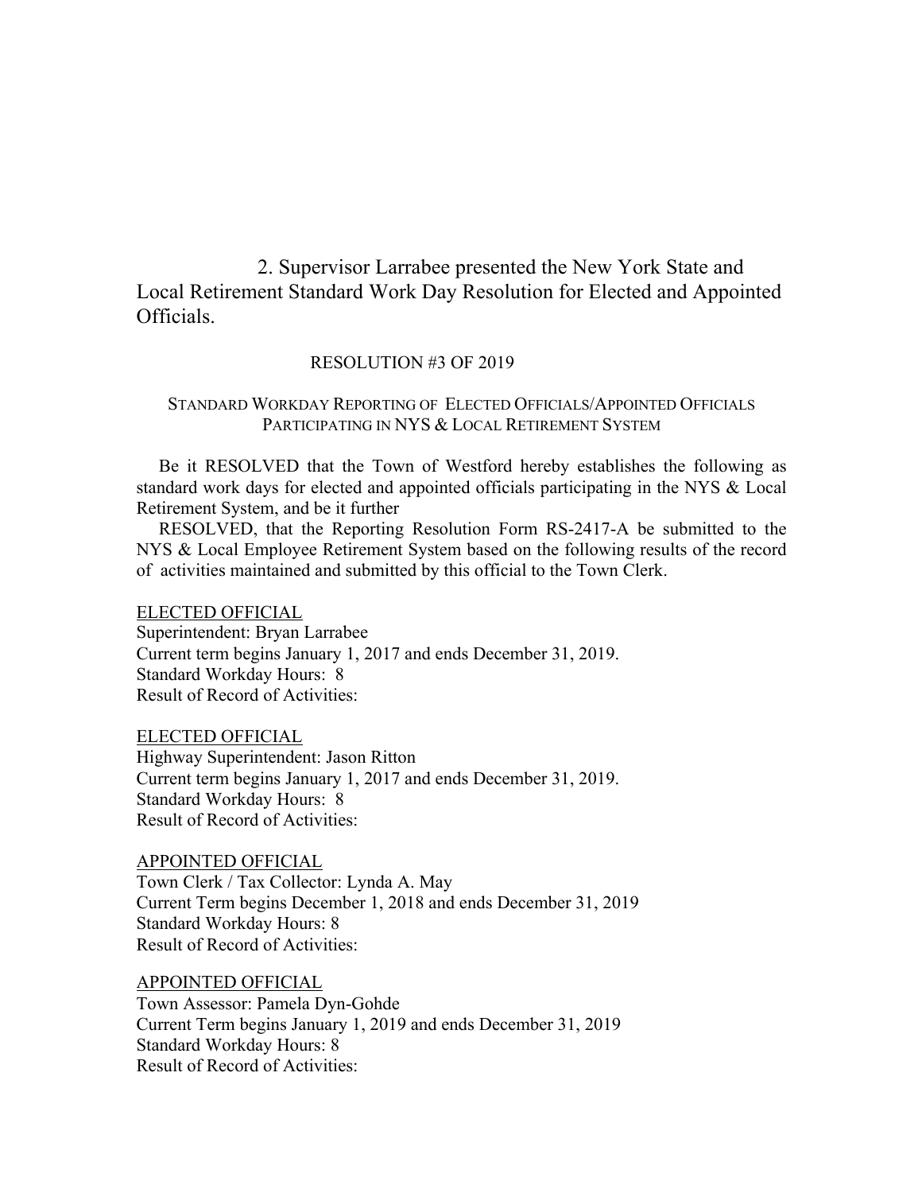2. Supervisor Larrabee presented the New York State and Local Retirement Standard Work Day Resolution for Elected and Appointed Officials.

RESOLUTION #3 OF 2019

STANDARD WORKDAY REPORTING OF ELECTED OFFICIALS/APPOINTED OFFICIALS PARTICIPATING IN NYS & LOCAL RETIREMENT SYSTEM

Be it RESOLVED that the Town of Westford hereby establishes the following as standard work days for elected and appointed officials participating in the NYS & Local Retirement System, and be it further

RESOLVED, that the Reporting Resolution Form RS-2417-A be submitted to the NYS & Local Employee Retirement System based on the following results of the record of activities maintained and submitted by this official to the Town Clerk.

<u>ELECTED OFFICIAL</u>
Superintendent: Bryan Larrabee
Current term begins January 1, 2017 and ends December 31, 2019.
Standard Workday Hours: 8
Result of Record of Activities:

<u>ELECTED OFFICIAL</u>
Highway Superintendent: Jason Ritton
Current term begins January 1, 2017 and ends December 31, 2019.
Standard Workday Hours: 8
Result of Record of Activities:

<u>APPOINTED OFFICIAL</u>
Town Clerk / Tax Collector: Lynda A. May
Current Term begins December 1, 2018 and ends December 31, 2019
Standard Workday Hours: 8
Result of Record of Activities:

<u>APPOINTED OFFICIAL</u>
Town Assessor: Pamela Dyn-Gohde
Current Term begins January 1, 2019 and ends December 31, 2019
Standard Workday Hours: 8
Result of Record of Activities: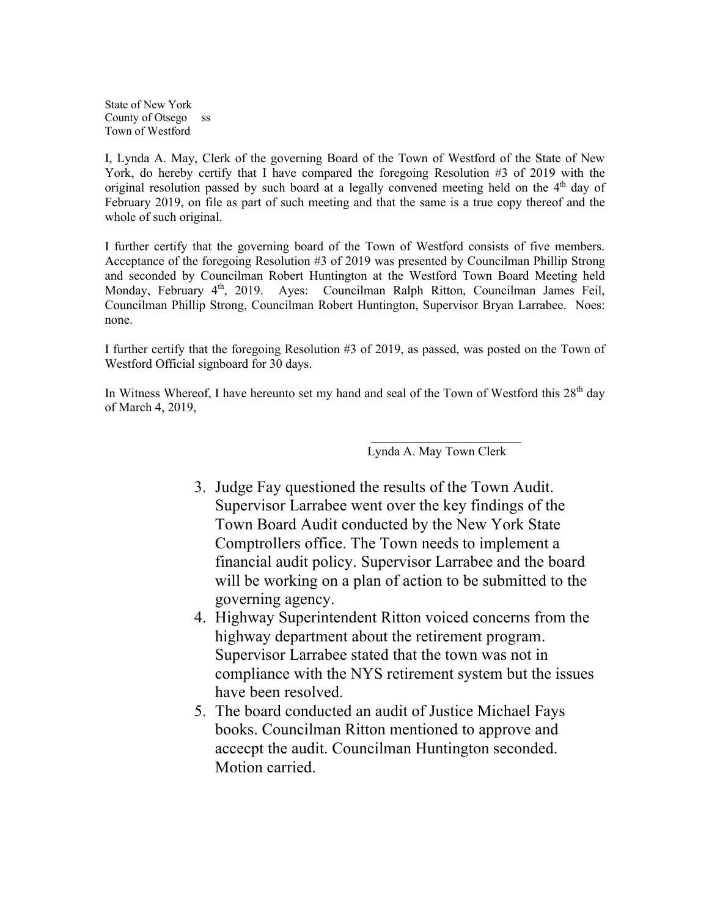State of New York
County of Otsego ss
Town of Westford

I, Lynda A. May, Clerk of the governing Board of the Town of Westford of the State of New York, do hereby certify that I have compared the foregoing Resolution #3 of 2019 with the original resolution passed by such board at a legally convened meeting held on the 4th day of February 2019, on file as part of such meeting and that the same is a true copy thereof and the whole of such original.

I further certify that the governing board of the Town of Westford consists of five members. Acceptance of the foregoing Resolution #3 of 2019 was presented by Councilman Phillip Strong and seconded by Councilman Robert Huntington at the Westford Town Board Meeting held Monday, February 4th, 2019. Ayes: Councilman Ralph Ritton, Councilman James Feil, Councilman Phillip Strong, Councilman Robert Huntington, Supervisor Bryan Larrabee. Noes: none.

I further certify that the foregoing Resolution #3 of 2019, as passed, was posted on the Town of Westford Official signboard for 30 days.

In Witness Whereof, I have hereunto set my hand and seal of the Town of Westford this 28th day of March 4, 2019,

\_\_\_\_\_\_\_\_\_\_\_\_\_\_\_\_\_\_\_\_\_\_\_\_
Lynda A. May Town Clerk

3. Judge Fay questioned the results of the Town Audit. Supervisor Larrabee went over the key findings of the Town Board Audit conducted by the New York State Comptrollers office. The Town needs to implement a financial audit policy. Supervisor Larrabee and the board will be working on a plan of action to be submitted to the governing agency.
4. Highway Superintendent Ritton voiced concerns from the highway department about the retirement program. Supervisor Larrabee stated that the town was not in compliance with the NYS retirement system but the issues have been resolved.
5. The board conducted an audit of Justice Michael Fays books. Councilman Ritton mentioned to approve and accecpt the audit. Councilman Huntington seconded. Motion carried.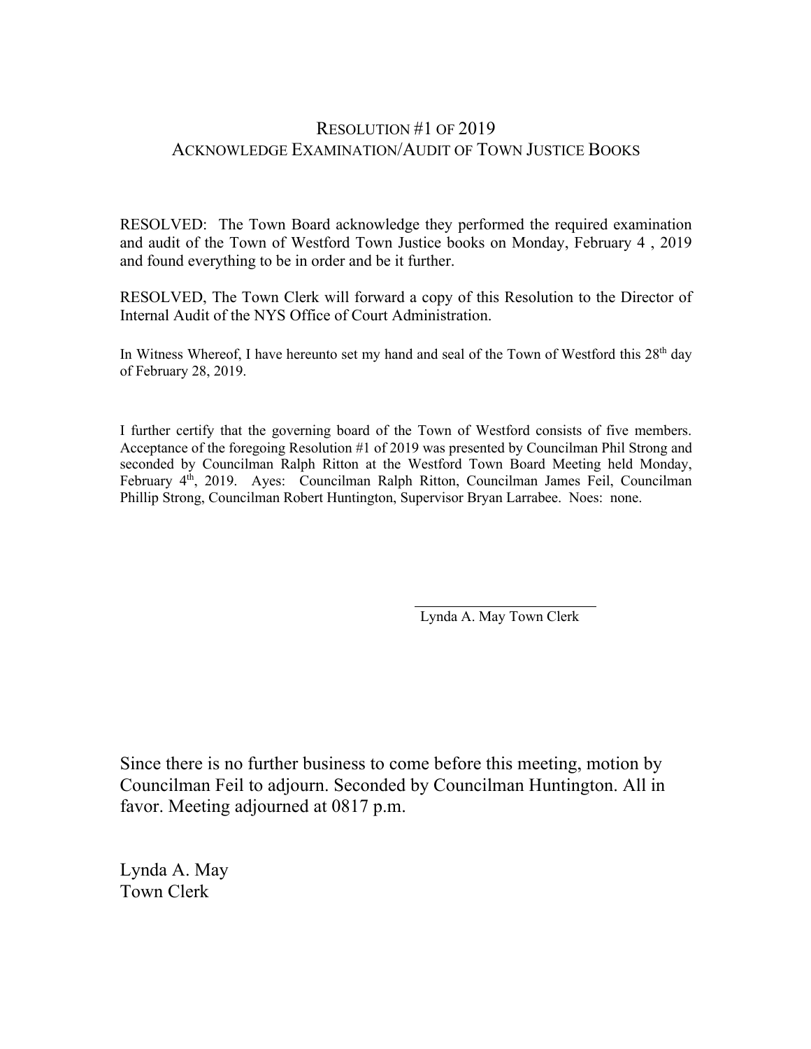## RESOLUTION #1 OF 2019
## ACKNOWLEDGE EXAMINATION/AUDIT OF TOWN JUSTICE BOOKS

RESOLVED: The Town Board acknowledge they performed the required examination and audit of the Town of Westford Town Justice books on Monday, February 4 , 2019 and found everything to be in order and be it further.

RESOLVED, The Town Clerk will forward a copy of this Resolution to the Director of Internal Audit of the NYS Office of Court Administration.

In Witness Whereof, I have hereunto set my hand and seal of the Town of Westford this 28th day of February 28, 2019.

I further certify that the governing board of the Town of Westford consists of five members. Acceptance of the foregoing Resolution #1 of 2019 was presented by Councilman Phil Strong and seconded by Councilman Ralph Ritton at the Westford Town Board Meeting held Monday, February 4th, 2019. Ayes: Councilman Ralph Ritton, Councilman James Feil, Councilman Phillip Strong, Councilman Robert Huntington, Supervisor Bryan Larrabee. Noes: none.

\_\_\_\_\_\_\_\_\_\_\_\_\_\_\_\_\_\_\_\_\_\_\_\_\_
Lynda A. May Town Clerk

Since there is no further business to come before this meeting, motion by Councilman Feil to adjourn. Seconded by Councilman Huntington. All in favor. Meeting adjourned at 0817 p.m.

Lynda A. May
Town Clerk